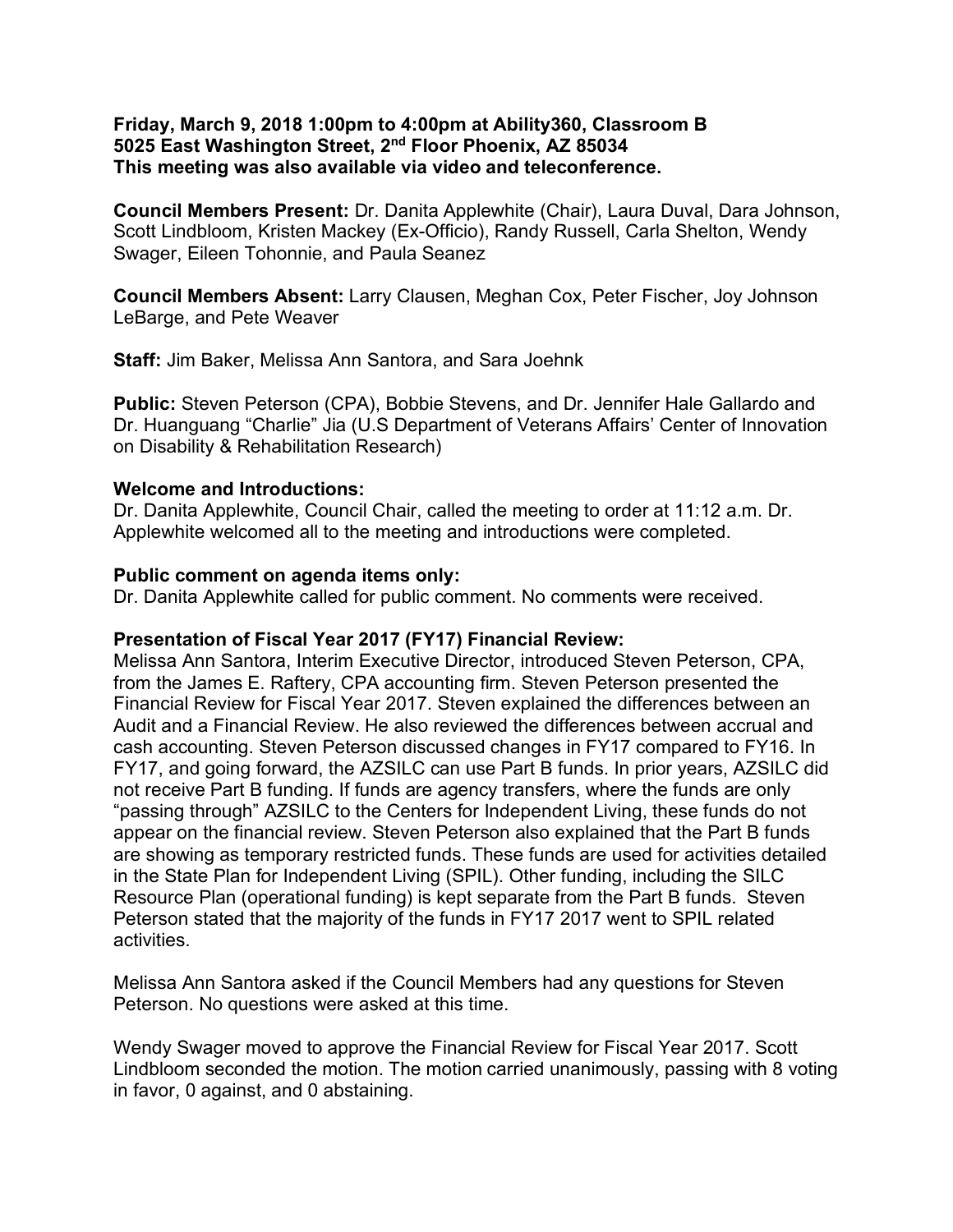**Friday, March 9, 2018 1:00pm to 4:00pm at Ability360, Classroom B**
**5025 East Washington Street, 2nd Floor Phoenix, AZ 85034**
**This meeting was also available via video and teleconference.**

**Council Members Present:** Dr. Danita Applewhite (Chair), Laura Duval, Dara Johnson, Scott Lindbloom, Kristen Mackey (Ex-Officio), Randy Russell, Carla Shelton, Wendy Swager, Eileen Tohonnie, and Paula Seanez

**Council Members Absent:** Larry Clausen, Meghan Cox, Peter Fischer, Joy Johnson LeBarge, and Pete Weaver

**Staff:** Jim Baker, Melissa Ann Santora, and Sara Joehnk

**Public:** Steven Peterson (CPA), Bobbie Stevens, and Dr. Jennifer Hale Gallardo and Dr. Huanguang "Charlie" Jia (U.S Department of Veterans Affairs' Center of Innovation on Disability & Rehabilitation Research)

**Welcome and Introductions:**
Dr. Danita Applewhite, Council Chair, called the meeting to order at 11:12 a.m. Dr. Applewhite welcomed all to the meeting and introductions were completed.

**Public comment on agenda items only:**
Dr. Danita Applewhite called for public comment. No comments were received.

**Presentation of Fiscal Year 2017 (FY17) Financial Review:**
Melissa Ann Santora, Interim Executive Director, introduced Steven Peterson, CPA, from the James E. Raftery, CPA accounting firm. Steven Peterson presented the Financial Review for Fiscal Year 2017. Steven explained the differences between an Audit and a Financial Review. He also reviewed the differences between accrual and cash accounting. Steven Peterson discussed changes in FY17 compared to FY16. In FY17, and going forward, the AZSILC can use Part B funds. In prior years, AZSILC did not receive Part B funding. If funds are agency transfers, where the funds are only "passing through" AZSILC to the Centers for Independent Living, these funds do not appear on the financial review. Steven Peterson also explained that the Part B funds are showing as temporary restricted funds. These funds are used for activities detailed in the State Plan for Independent Living (SPIL). Other funding, including the SILC Resource Plan (operational funding) is kept separate from the Part B funds. Steven Peterson stated that the majority of the funds in FY17 2017 went to SPIL related activities.

Melissa Ann Santora asked if the Council Members had any questions for Steven Peterson. No questions were asked at this time.

Wendy Swager moved to approve the Financial Review for Fiscal Year 2017. Scott Lindbloom seconded the motion. The motion carried unanimously, passing with 8 voting in favor, 0 against, and 0 abstaining.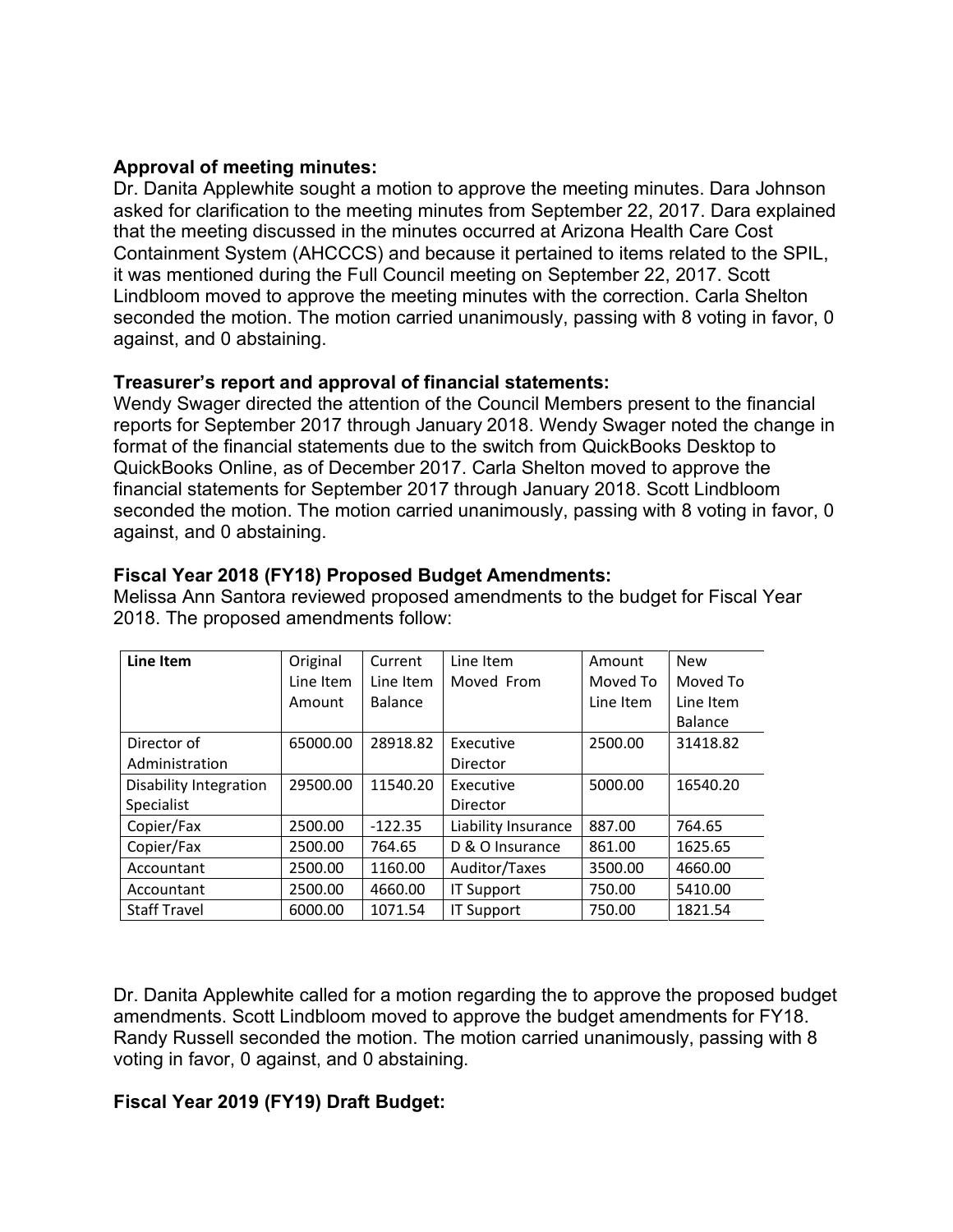**Approval of meeting minutes:**
Dr. Danita Applewhite sought a motion to approve the meeting minutes. Dara Johnson asked for clarification to the meeting minutes from September 22, 2017. Dara explained that the meeting discussed in the minutes occurred at Arizona Health Care Cost Containment System (AHCCCS) and because it pertained to items related to the SPIL, it was mentioned during the Full Council meeting on September 22, 2017. Scott Lindbloom moved to approve the meeting minutes with the correction. Carla Shelton seconded the motion. The motion carried unanimously, passing with 8 voting in favor, 0 against, and 0 abstaining.

**Treasurer's report and approval of financial statements:**
Wendy Swager directed the attention of the Council Members present to the financial reports for September 2017 through January 2018. Wendy Swager noted the change in format of the financial statements due to the switch from QuickBooks Desktop to QuickBooks Online, as of December 2017. Carla Shelton moved to approve the financial statements for September 2017 through January 2018. Scott Lindbloom seconded the motion. The motion carried unanimously, passing with 8 voting in favor, 0 against, and 0 abstaining.

**Fiscal Year 2018 (FY18) Proposed Budget Amendments:**
Melissa Ann Santora reviewed proposed amendments to the budget for Fiscal Year 2018. The proposed amendments follow:

| Line Item | Original Line Item Amount | Current Line Item Balance | Line Item Moved From | Amount Moved To Line Item | New Moved To Line Item Balance |
|---|---|---|---|---|---|
| Director of Administration | 65000.00 | 28918.82 | Executive Director | 2500.00 | 31418.82 |
| Disability Integration Specialist | 29500.00 | 11540.20 | Executive Director | 5000.00 | 16540.20 |
| Copier/Fax | 2500.00 | -122.35 | Liability Insurance | 887.00 | 764.65 |
| Copier/Fax | 2500.00 | 764.65 | D & O Insurance | 861.00 | 1625.65 |
| Accountant | 2500.00 | 1160.00 | Auditor/Taxes | 3500.00 | 4660.00 |
| Accountant | 2500.00 | 4660.00 | IT Support | 750.00 | 5410.00 |
| Staff Travel | 6000.00 | 1071.54 | IT Support | 750.00 | 1821.54 |

Dr. Danita Applewhite called for a motion regarding the to approve the proposed budget amendments. Scott Lindbloom moved to approve the budget amendments for FY18. Randy Russell seconded the motion. The motion carried unanimously, passing with 8 voting in favor, 0 against, and 0 abstaining.

**Fiscal Year 2019 (FY19) Draft Budget:**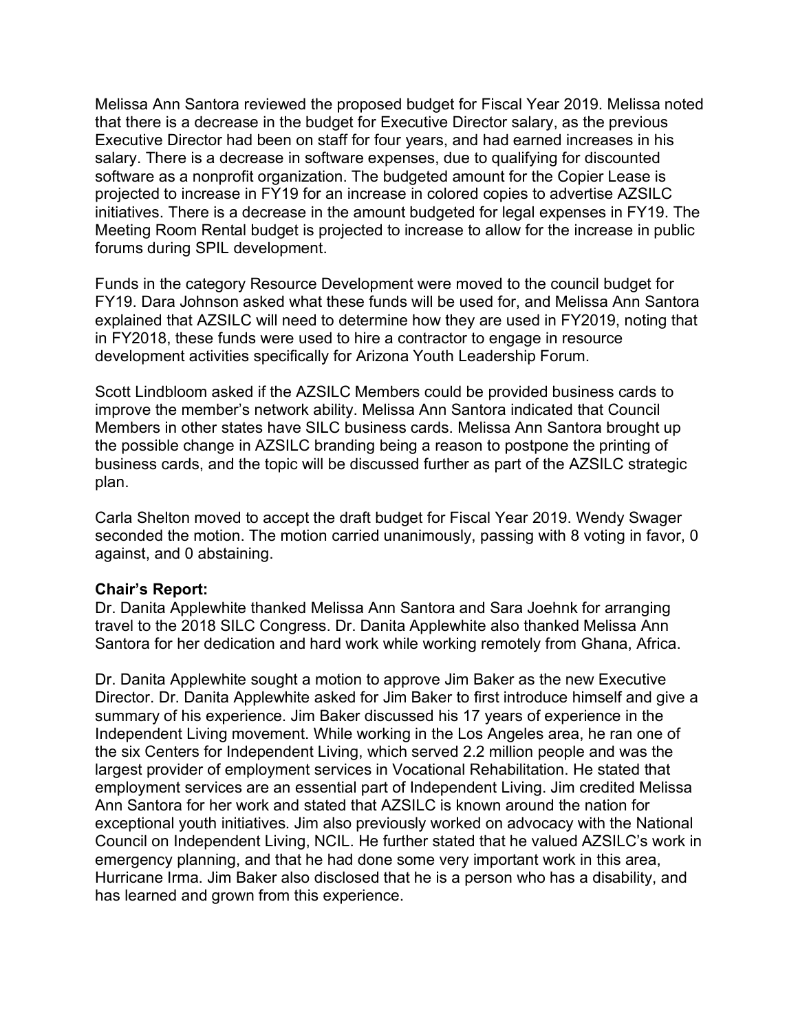Melissa Ann Santora reviewed the proposed budget for Fiscal Year 2019. Melissa noted that there is a decrease in the budget for Executive Director salary, as the previous Executive Director had been on staff for four years, and had earned increases in his salary. There is a decrease in software expenses, due to qualifying for discounted software as a nonprofit organization. The budgeted amount for the Copier Lease is projected to increase in FY19 for an increase in colored copies to advertise AZSILC initiatives. There is a decrease in the amount budgeted for legal expenses in FY19. The Meeting Room Rental budget is projected to increase to allow for the increase in public forums during SPIL development.

Funds in the category Resource Development were moved to the council budget for FY19. Dara Johnson asked what these funds will be used for, and Melissa Ann Santora explained that AZSILC will need to determine how they are used in FY2019, noting that in FY2018, these funds were used to hire a contractor to engage in resource development activities specifically for Arizona Youth Leadership Forum.

Scott Lindbloom asked if the AZSILC Members could be provided business cards to improve the member's network ability. Melissa Ann Santora indicated that Council Members in other states have SILC business cards. Melissa Ann Santora brought up the possible change in AZSILC branding being a reason to postpone the printing of business cards, and the topic will be discussed further as part of the AZSILC strategic plan.

Carla Shelton moved to accept the draft budget for Fiscal Year 2019. Wendy Swager seconded the motion. The motion carried unanimously, passing with 8 voting in favor, 0 against, and 0 abstaining.

**Chair's Report:**
Dr. Danita Applewhite thanked Melissa Ann Santora and Sara Joehnk for arranging travel to the 2018 SILC Congress. Dr. Danita Applewhite also thanked Melissa Ann Santora for her dedication and hard work while working remotely from Ghana, Africa.

Dr. Danita Applewhite sought a motion to approve Jim Baker as the new Executive Director. Dr. Danita Applewhite asked for Jim Baker to first introduce himself and give a summary of his experience. Jim Baker discussed his 17 years of experience in the Independent Living movement. While working in the Los Angeles area, he ran one of the six Centers for Independent Living, which served 2.2 million people and was the largest provider of employment services in Vocational Rehabilitation. He stated that employment services are an essential part of Independent Living. Jim credited Melissa Ann Santora for her work and stated that AZSILC is known around the nation for exceptional youth initiatives. Jim also previously worked on advocacy with the National Council on Independent Living, NCIL. He further stated that he valued AZSILC's work in emergency planning, and that he had done some very important work in this area, Hurricane Irma. Jim Baker also disclosed that he is a person who has a disability, and has learned and grown from this experience.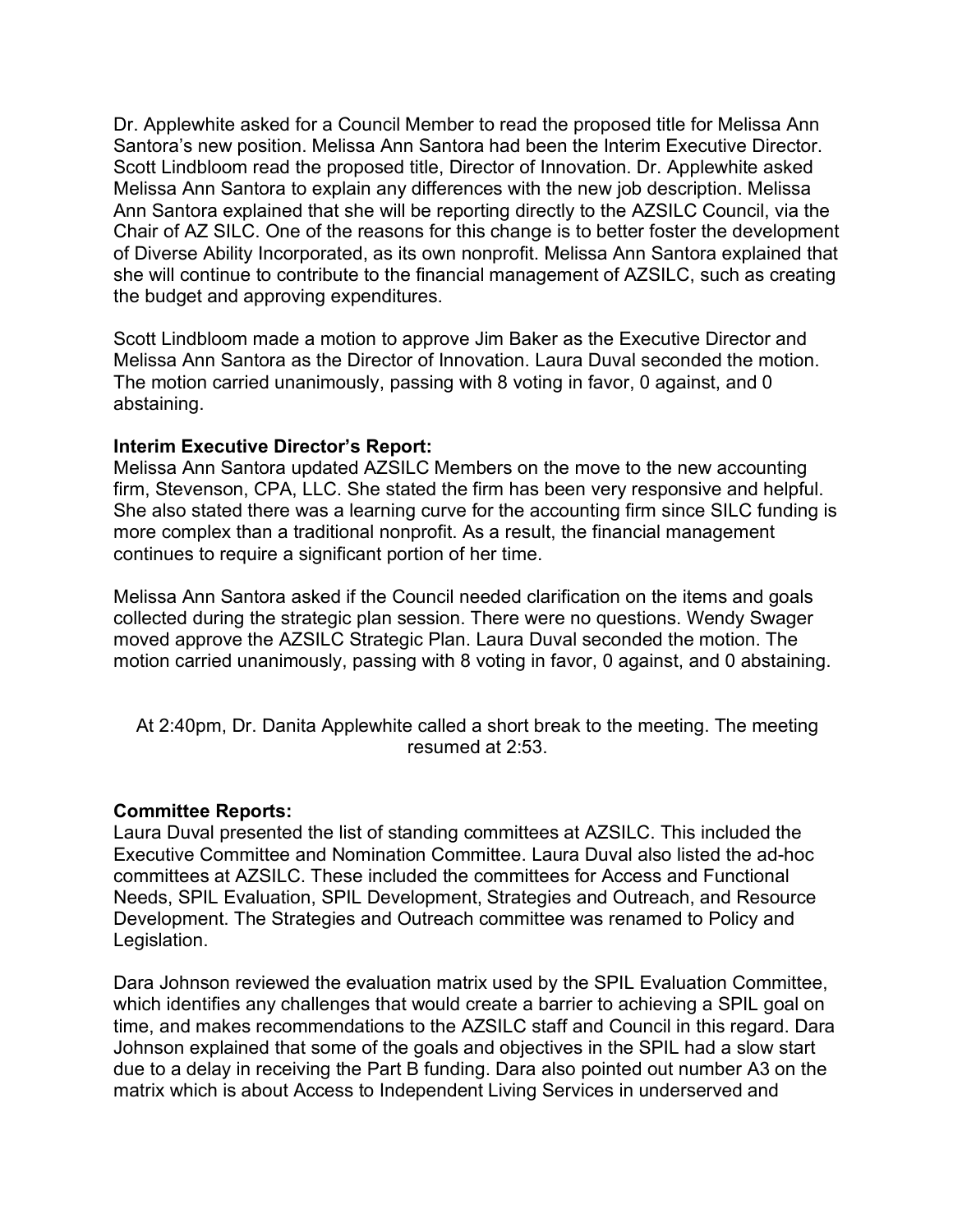Dr. Applewhite asked for a Council Member to read the proposed title for Melissa Ann Santora's new position. Melissa Ann Santora had been the Interim Executive Director. Scott Lindbloom read the proposed title, Director of Innovation. Dr. Applewhite asked Melissa Ann Santora to explain any differences with the new job description. Melissa Ann Santora explained that she will be reporting directly to the AZSILC Council, via the Chair of AZ SILC. One of the reasons for this change is to better foster the development of Diverse Ability Incorporated, as its own nonprofit. Melissa Ann Santora explained that she will continue to contribute to the financial management of AZSILC, such as creating the budget and approving expenditures.

Scott Lindbloom made a motion to approve Jim Baker as the Executive Director and Melissa Ann Santora as the Director of Innovation. Laura Duval seconded the motion. The motion carried unanimously, passing with 8 voting in favor, 0 against, and 0 abstaining.

**Interim Executive Director's Report:**
Melissa Ann Santora updated AZSILC Members on the move to the new accounting firm, Stevenson, CPA, LLC. She stated the firm has been very responsive and helpful. She also stated there was a learning curve for the accounting firm since SILC funding is more complex than a traditional nonprofit. As a result, the financial management continues to require a significant portion of her time.

Melissa Ann Santora asked if the Council needed clarification on the items and goals collected during the strategic plan session. There were no questions. Wendy Swager moved approve the AZSILC Strategic Plan. Laura Duval seconded the motion. The motion carried unanimously, passing with 8 voting in favor, 0 against, and 0 abstaining.

At 2:40pm, Dr. Danita Applewhite called a short break to the meeting. The meeting resumed at 2:53.

**Committee Reports:**
Laura Duval presented the list of standing committees at AZSILC. This included the Executive Committee and Nomination Committee. Laura Duval also listed the ad-hoc committees at AZSILC. These included the committees for Access and Functional Needs, SPIL Evaluation, SPIL Development, Strategies and Outreach, and Resource Development. The Strategies and Outreach committee was renamed to Policy and Legislation.

Dara Johnson reviewed the evaluation matrix used by the SPIL Evaluation Committee, which identifies any challenges that would create a barrier to achieving a SPIL goal on time, and makes recommendations to the AZSILC staff and Council in this regard. Dara Johnson explained that some of the goals and objectives in the SPIL had a slow start due to a delay in receiving the Part B funding. Dara also pointed out number A3 on the matrix which is about Access to Independent Living Services in underserved and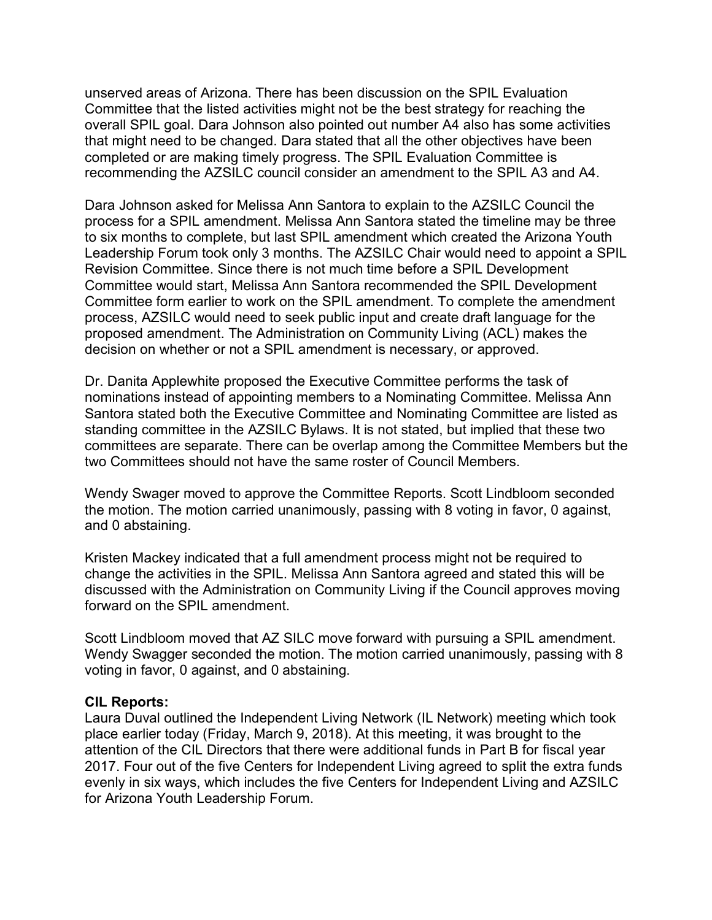unserved areas of Arizona. There has been discussion on the SPIL Evaluation Committee that the listed activities might not be the best strategy for reaching the overall SPIL goal. Dara Johnson also pointed out number A4 also has some activities that might need to be changed. Dara stated that all the other objectives have been completed or are making timely progress. The SPIL Evaluation Committee is recommending the AZSILC council consider an amendment to the SPIL A3 and A4.

Dara Johnson asked for Melissa Ann Santora to explain to the AZSILC Council the process for a SPIL amendment. Melissa Ann Santora stated the timeline may be three to six months to complete, but last SPIL amendment which created the Arizona Youth Leadership Forum took only 3 months. The AZSILC Chair would need to appoint a SPIL Revision Committee. Since there is not much time before a SPIL Development Committee would start, Melissa Ann Santora recommended the SPIL Development Committee form earlier to work on the SPIL amendment. To complete the amendment process, AZSILC would need to seek public input and create draft language for the proposed amendment. The Administration on Community Living (ACL) makes the decision on whether or not a SPIL amendment is necessary, or approved.

Dr. Danita Applewhite proposed the Executive Committee performs the task of nominations instead of appointing members to a Nominating Committee. Melissa Ann Santora stated both the Executive Committee and Nominating Committee are listed as standing committee in the AZSILC Bylaws. It is not stated, but implied that these two committees are separate. There can be overlap among the Committee Members but the two Committees should not have the same roster of Council Members.

Wendy Swager moved to approve the Committee Reports. Scott Lindbloom seconded the motion. The motion carried unanimously, passing with 8 voting in favor, 0 against, and 0 abstaining.

Kristen Mackey indicated that a full amendment process might not be required to change the activities in the SPIL. Melissa Ann Santora agreed and stated this will be discussed with the Administration on Community Living if the Council approves moving forward on the SPIL amendment.

Scott Lindbloom moved that AZ SILC move forward with pursuing a SPIL amendment. Wendy Swagger seconded the motion. The motion carried unanimously, passing with 8 voting in favor, 0 against, and 0 abstaining.

**CIL Reports:**
Laura Duval outlined the Independent Living Network (IL Network) meeting which took place earlier today (Friday, March 9, 2018). At this meeting, it was brought to the attention of the CIL Directors that there were additional funds in Part B for fiscal year 2017. Four out of the five Centers for Independent Living agreed to split the extra funds evenly in six ways, which includes the five Centers for Independent Living and AZSILC for Arizona Youth Leadership Forum.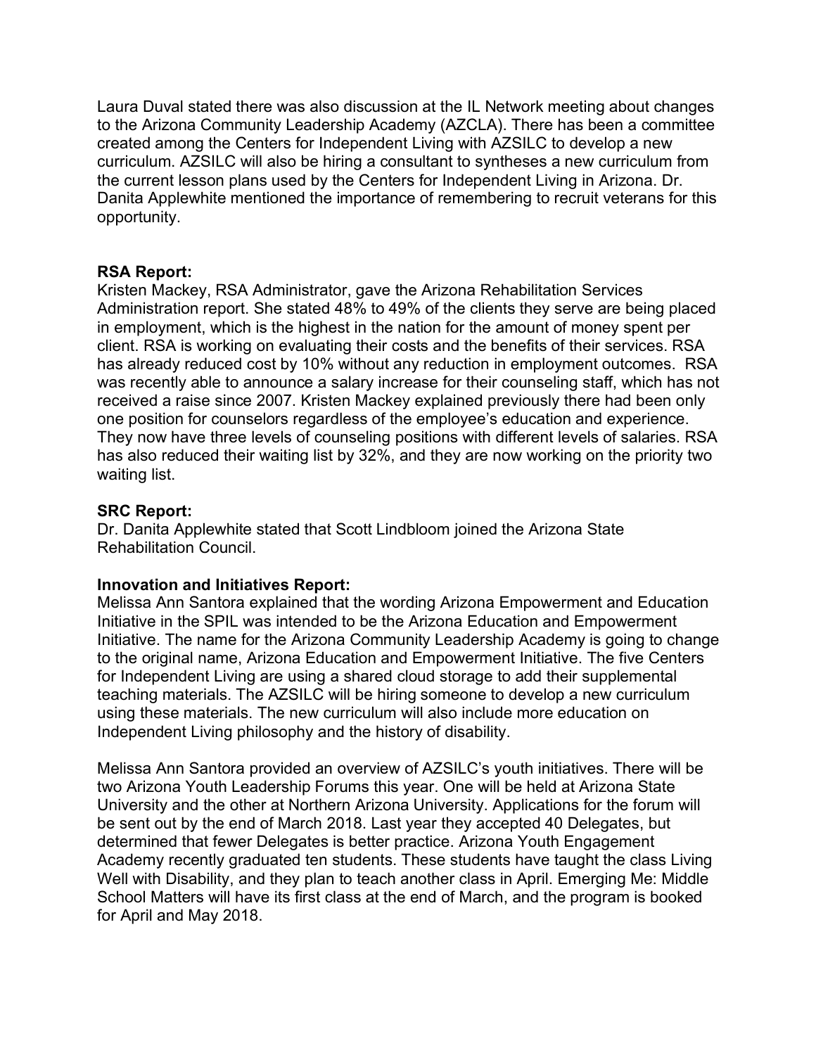Laura Duval stated there was also discussion at the IL Network meeting about changes to the Arizona Community Leadership Academy (AZCLA). There has been a committee created among the Centers for Independent Living with AZSILC to develop a new curriculum. AZSILC will also be hiring a consultant to syntheses a new curriculum from the current lesson plans used by the Centers for Independent Living in Arizona. Dr. Danita Applewhite mentioned the importance of remembering to recruit veterans for this opportunity.

**RSA Report:**
Kristen Mackey, RSA Administrator, gave the Arizona Rehabilitation Services Administration report. She stated 48% to 49% of the clients they serve are being placed in employment, which is the highest in the nation for the amount of money spent per client. RSA is working on evaluating their costs and the benefits of their services. RSA has already reduced cost by 10% without any reduction in employment outcomes. RSA was recently able to announce a salary increase for their counseling staff, which has not received a raise since 2007. Kristen Mackey explained previously there had been only one position for counselors regardless of the employee's education and experience. They now have three levels of counseling positions with different levels of salaries. RSA has also reduced their waiting list by 32%, and they are now working on the priority two waiting list.

**SRC Report:**
Dr. Danita Applewhite stated that Scott Lindbloom joined the Arizona State Rehabilitation Council.

**Innovation and Initiatives Report:**
Melissa Ann Santora explained that the wording Arizona Empowerment and Education Initiative in the SPIL was intended to be the Arizona Education and Empowerment Initiative. The name for the Arizona Community Leadership Academy is going to change to the original name, Arizona Education and Empowerment Initiative. The five Centers for Independent Living are using a shared cloud storage to add their supplemental teaching materials. The AZSILC will be hiring someone to develop a new curriculum using these materials. The new curriculum will also include more education on Independent Living philosophy and the history of disability.

Melissa Ann Santora provided an overview of AZSILC's youth initiatives. There will be two Arizona Youth Leadership Forums this year. One will be held at Arizona State University and the other at Northern Arizona University. Applications for the forum will be sent out by the end of March 2018. Last year they accepted 40 Delegates, but determined that fewer Delegates is better practice. Arizona Youth Engagement Academy recently graduated ten students. These students have taught the class Living Well with Disability, and they plan to teach another class in April. Emerging Me: Middle School Matters will have its first class at the end of March, and the program is booked for April and May 2018.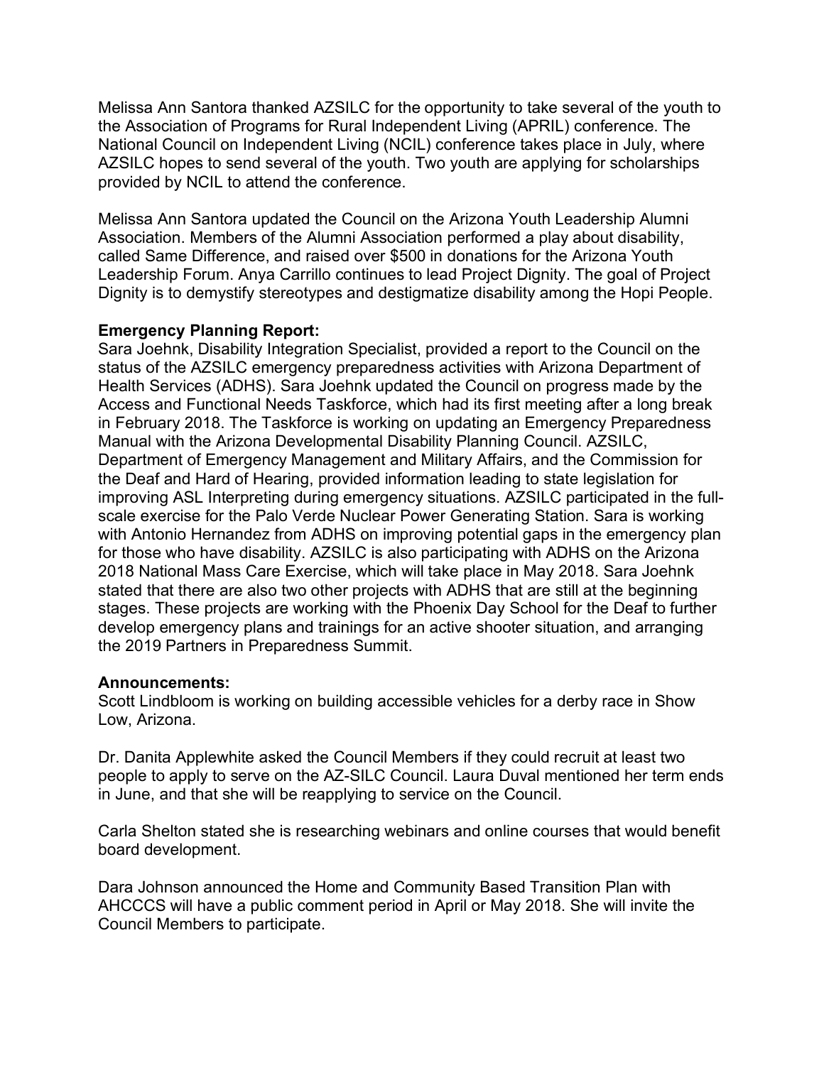Melissa Ann Santora thanked AZSILC for the opportunity to take several of the youth to the Association of Programs for Rural Independent Living (APRIL) conference. The National Council on Independent Living (NCIL) conference takes place in July, where AZSILC hopes to send several of the youth. Two youth are applying for scholarships provided by NCIL to attend the conference.

Melissa Ann Santora updated the Council on the Arizona Youth Leadership Alumni Association. Members of the Alumni Association performed a play about disability, called Same Difference, and raised over $500 in donations for the Arizona Youth Leadership Forum. Anya Carrillo continues to lead Project Dignity. The goal of Project Dignity is to demystify stereotypes and destigmatize disability among the Hopi People.

**Emergency Planning Report:**
Sara Joehnk, Disability Integration Specialist, provided a report to the Council on the status of the AZSILC emergency preparedness activities with Arizona Department of Health Services (ADHS). Sara Joehnk updated the Council on progress made by the Access and Functional Needs Taskforce, which had its first meeting after a long break in February 2018. The Taskforce is working on updating an Emergency Preparedness Manual with the Arizona Developmental Disability Planning Council. AZSILC, Department of Emergency Management and Military Affairs, and the Commission for the Deaf and Hard of Hearing, provided information leading to state legislation for improving ASL Interpreting during emergency situations. AZSILC participated in the full-scale exercise for the Palo Verde Nuclear Power Generating Station. Sara is working with Antonio Hernandez from ADHS on improving potential gaps in the emergency plan for those who have disability. AZSILC is also participating with ADHS on the Arizona 2018 National Mass Care Exercise, which will take place in May 2018. Sara Joehnk stated that there are also two other projects with ADHS that are still at the beginning stages. These projects are working with the Phoenix Day School for the Deaf to further develop emergency plans and trainings for an active shooter situation, and arranging the 2019 Partners in Preparedness Summit.

**Announcements:**
Scott Lindbloom is working on building accessible vehicles for a derby race in Show Low, Arizona.

Dr. Danita Applewhite asked the Council Members if they could recruit at least two people to apply to serve on the AZ-SILC Council. Laura Duval mentioned her term ends in June, and that she will be reapplying to service on the Council.

Carla Shelton stated she is researching webinars and online courses that would benefit board development.

Dara Johnson announced the Home and Community Based Transition Plan with AHCCCS will have a public comment period in April or May 2018. She will invite the Council Members to participate.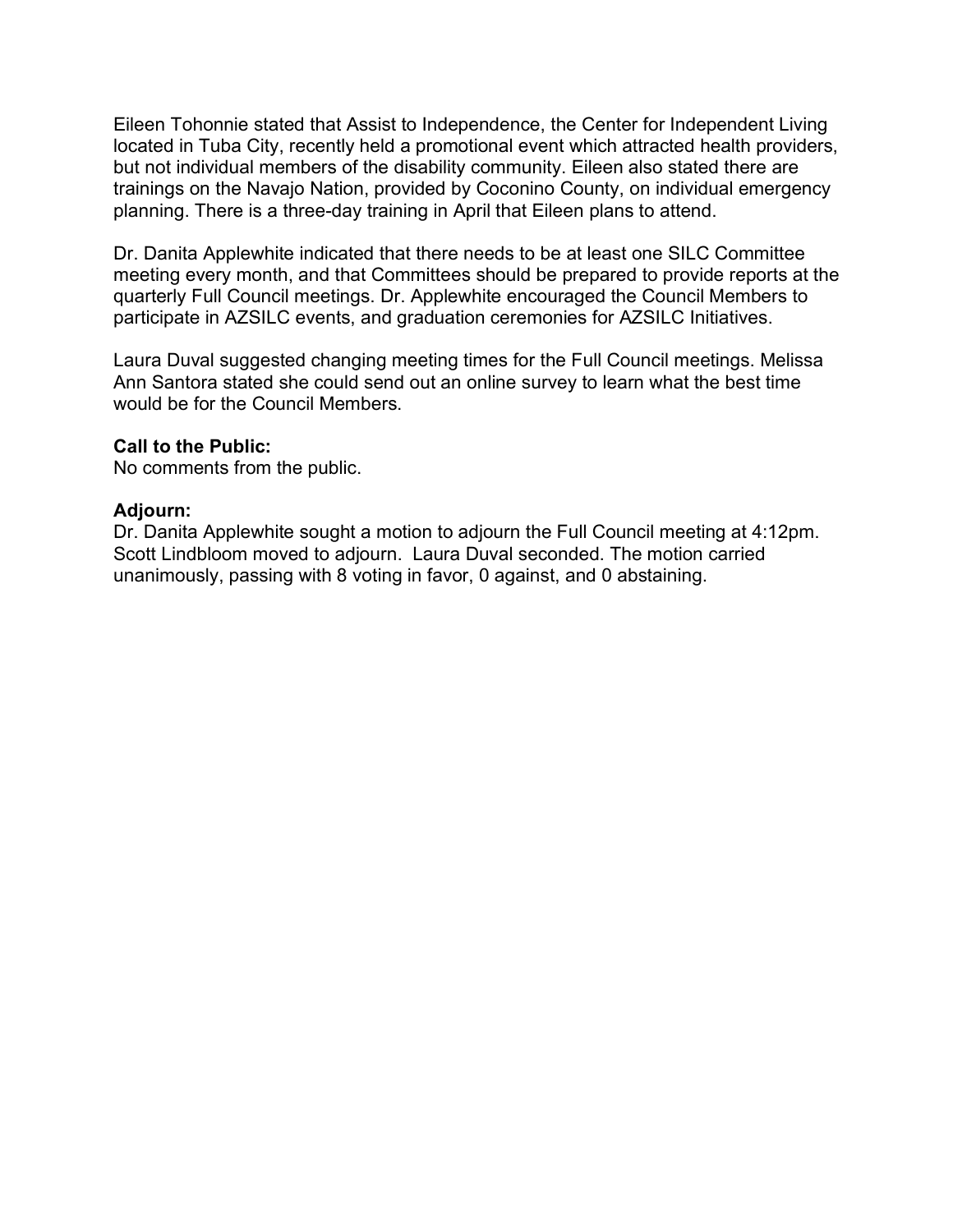Eileen Tohonnie stated that Assist to Independence, the Center for Independent Living located in Tuba City, recently held a promotional event which attracted health providers, but not individual members of the disability community. Eileen also stated there are trainings on the Navajo Nation, provided by Coconino County, on individual emergency planning. There is a three-day training in April that Eileen plans to attend.

Dr. Danita Applewhite indicated that there needs to be at least one SILC Committee meeting every month, and that Committees should be prepared to provide reports at the quarterly Full Council meetings. Dr. Applewhite encouraged the Council Members to participate in AZSILC events, and graduation ceremonies for AZSILC Initiatives.

Laura Duval suggested changing meeting times for the Full Council meetings. Melissa Ann Santora stated she could send out an online survey to learn what the best time would be for the Council Members.

**Call to the Public:**
No comments from the public.

**Adjourn:**
Dr. Danita Applewhite sought a motion to adjourn the Full Council meeting at 4:12pm. Scott Lindbloom moved to adjourn. Laura Duval seconded. The motion carried unanimously, passing with 8 voting in favor, 0 against, and 0 abstaining.